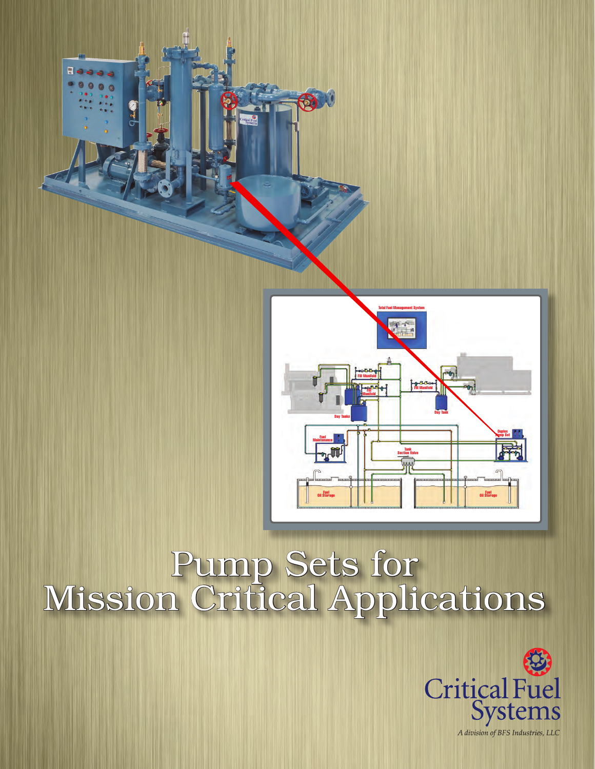# Pump Sets for Mission Critical Applications

Critical Fuel Systems

*A division of BFS Industries, LLC*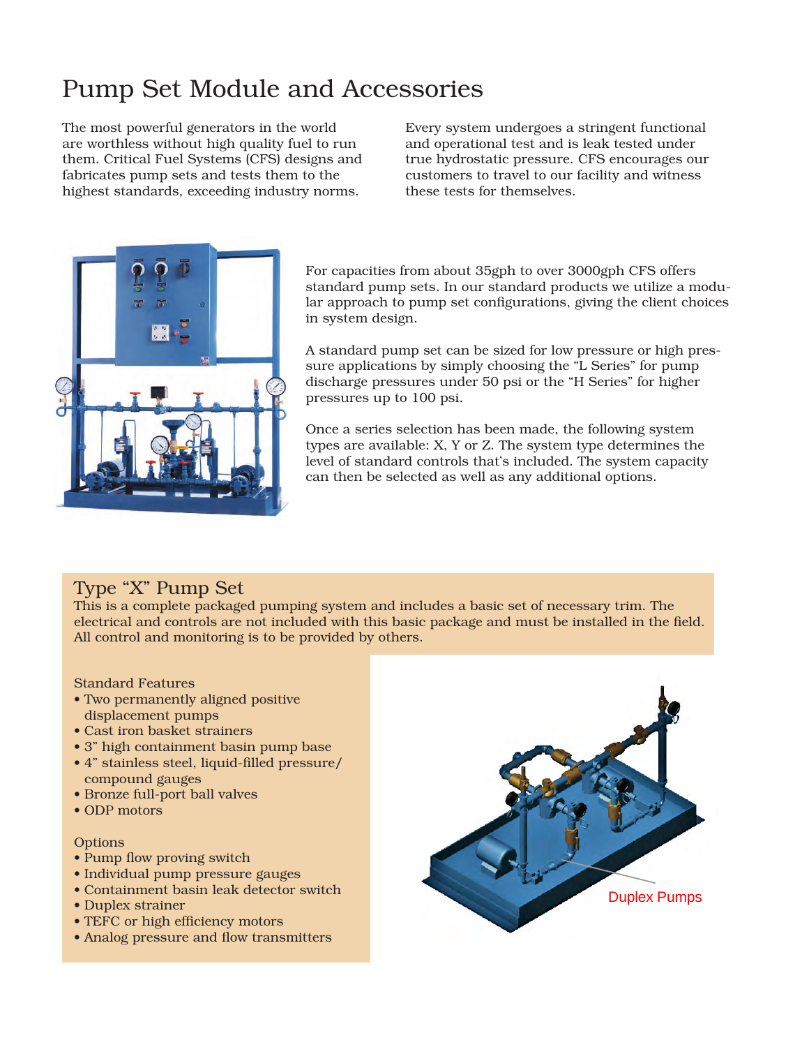# Pump Set Module and Accessories

The most powerful generators in the world are worthless without high quality fuel to run them. Critical Fuel Systems (CFS) designs and fabricates pump sets and tests them to the highest standards, exceeding industry norms.

Every system undergoes a stringent functional and operational test and is leak tested under true hydrostatic pressure. CFS encourages our customers to travel to our facility and witness these tests for themselves.

For capacities from about 35gph to over 3000gph CFS offers standard pump sets. In our standard products we utilize a modular approach to pump set configurations, giving the client choices in system design.

A standard pump set can be sized for low pressure or high pressure applications by simply choosing the "L Series" for pump discharge pressures under 50 psi or the "H Series" for higher pressures up to 100 psi.

Once a series selection has been made, the following system types are available: X, Y or Z. The system type determines the level of standard controls that's included. The system capacity can then be selected as well as any additional options.

## Type "X" Pump Set

This is a complete packaged pumping system and includes a basic set of necessary trim. The electrical and controls are not included with this basic package and must be installed in the field. All control and monitoring is to be provided by others.

Standard Features

- Two permanently aligned positive displacement pumps
- Cast iron basket strainers
- 3" high containment basin pump base
- 4" stainless steel, liquid-filled pressure/ compound gauges
- Bronze full-port ball valves
- ODP motors

Options

- Pump flow proving switch
- Individual pump pressure gauges
- Containment basin leak detector switch
- Duplex strainer
- TEFC or high efficiency motors
- Analog pressure and flow transmitters

Duplex Pumps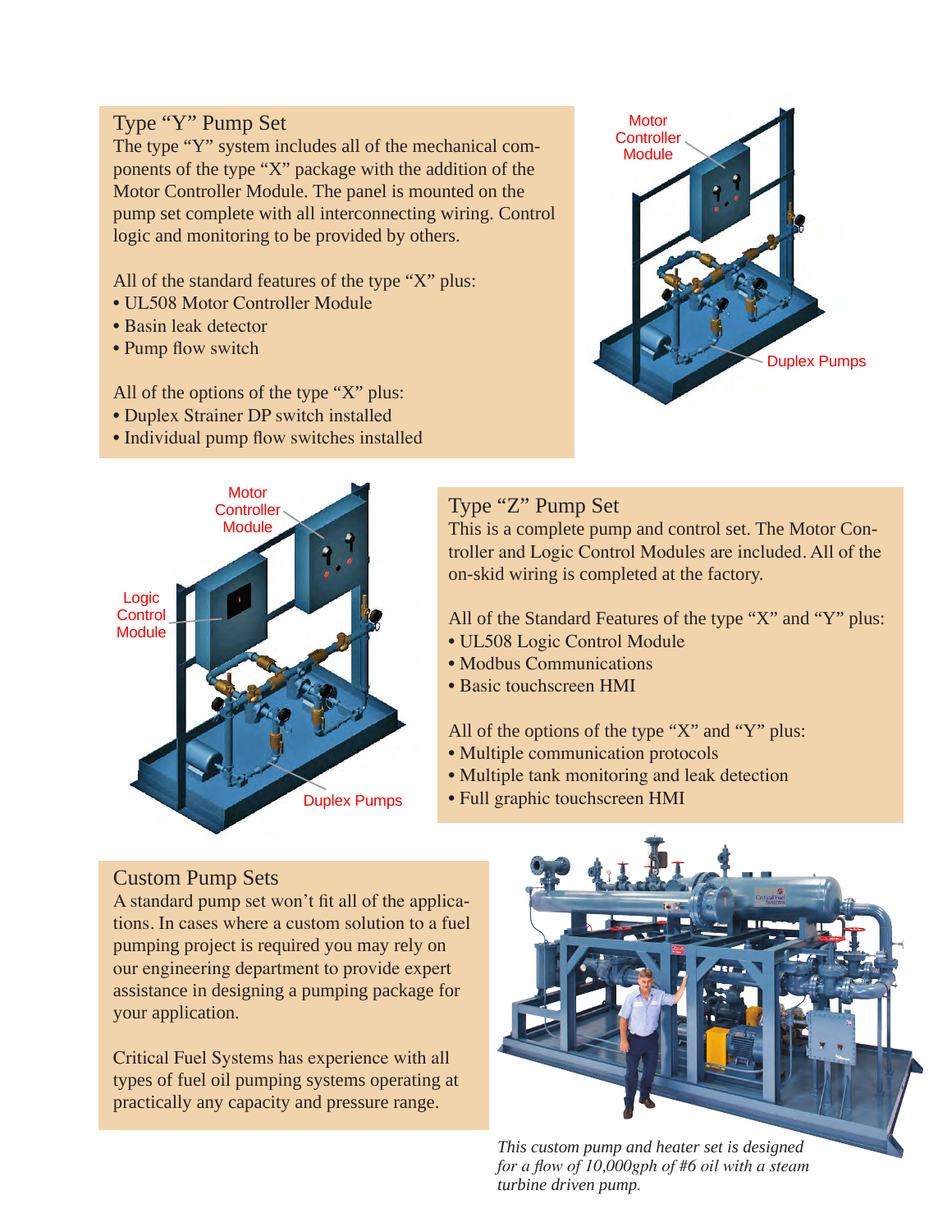## Type "Y" Pump Set

The type "Y" system includes all of the mechanical components of the type "X" package with the addition of the Motor Controller Module. The panel is mounted on the pump set complete with all interconnecting wiring. Control logic and monitoring to be provided by others.

All of the standard features of the type "X" plus:

- UL508 Motor Controller Module
- Basin leak detector
- Pump flow switch

All of the options of the type "X" plus:

- Duplex Strainer DP switch installed
- Individual pump flow switches installed

Motor Controller Module

Duplex Pumps

Motor Controller Module

Logic Control Module

Duplex Pumps

## Type "Z" Pump Set

This is a complete pump and control set. The Motor Controller and Logic Control Modules are included. All of the on-skid wiring is completed at the factory.

All of the Standard Features of the type "X" and "Y" plus:

- UL508 Logic Control Module
- Modbus Communications
- Basic touchscreen HMI

All of the options of the type "X" and "Y" plus:

- Multiple communication protocols
- Multiple tank monitoring and leak detection
- Full graphic touchscreen HMI

## Custom Pump Sets

A standard pump set won't fit all of the applications. In cases where a custom solution to a fuel pumping project is required you may rely on our engineering department to provide expert assistance in designing a pumping package for your application.

Critical Fuel Systems has experience with all types of fuel oil pumping systems operating at practically any capacity and pressure range.

*This custom pump and heater set is designed for a flow of 10,000gph of #6 oil with a steam turbine driven pump.*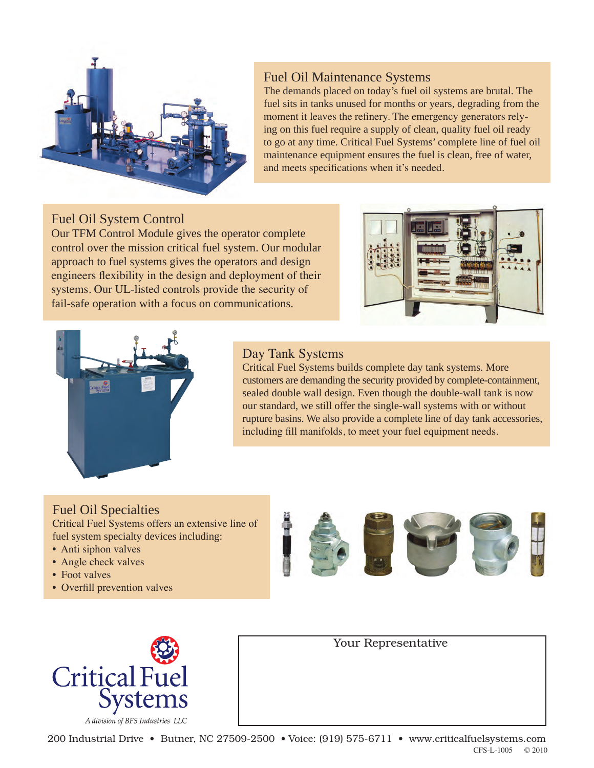## Fuel Oil Maintenance Systems

The demands placed on today's fuel oil systems are brutal. The fuel sits in tanks unused for months or years, degrading from the moment it leaves the refinery. The emergency generators relying on this fuel require a supply of clean, quality fuel oil ready to go at any time. Critical Fuel Systems' complete line of fuel oil maintenance equipment ensures the fuel is clean, free of water, and meets specifications when it's needed.

## Fuel Oil System Control

Our TFM Control Module gives the operator complete control over the mission critical fuel system. Our modular approach to fuel systems gives the operators and design engineers flexibility in the design and deployment of their systems. Our UL-listed controls provide the security of fail-safe operation with a focus on communications.

## Day Tank Systems

Critical Fuel Systems builds complete day tank systems. More customers are demanding the security provided by complete-containment, sealed double wall design. Even though the double-wall tank is now our standard, we still offer the single-wall systems with or without rupture basins. We also provide a complete line of day tank accessories, including fill manifolds, to meet your fuel equipment needs.

## Fuel Oil Specialties

Critical Fuel Systems offers an extensive line of fuel system specialty devices including:

- Anti siphon valves
- Angle check valves
- Foot valves
- Overfill prevention valves

Critical Fuel Systems

*A division of BFS Industries LLC*

Your Representative

200 Industrial Drive • Butner, NC 27509-2500 • Voice: (919) 575-6711 • www.criticalfuelsystems.com

CFS-L-1005 © 2010